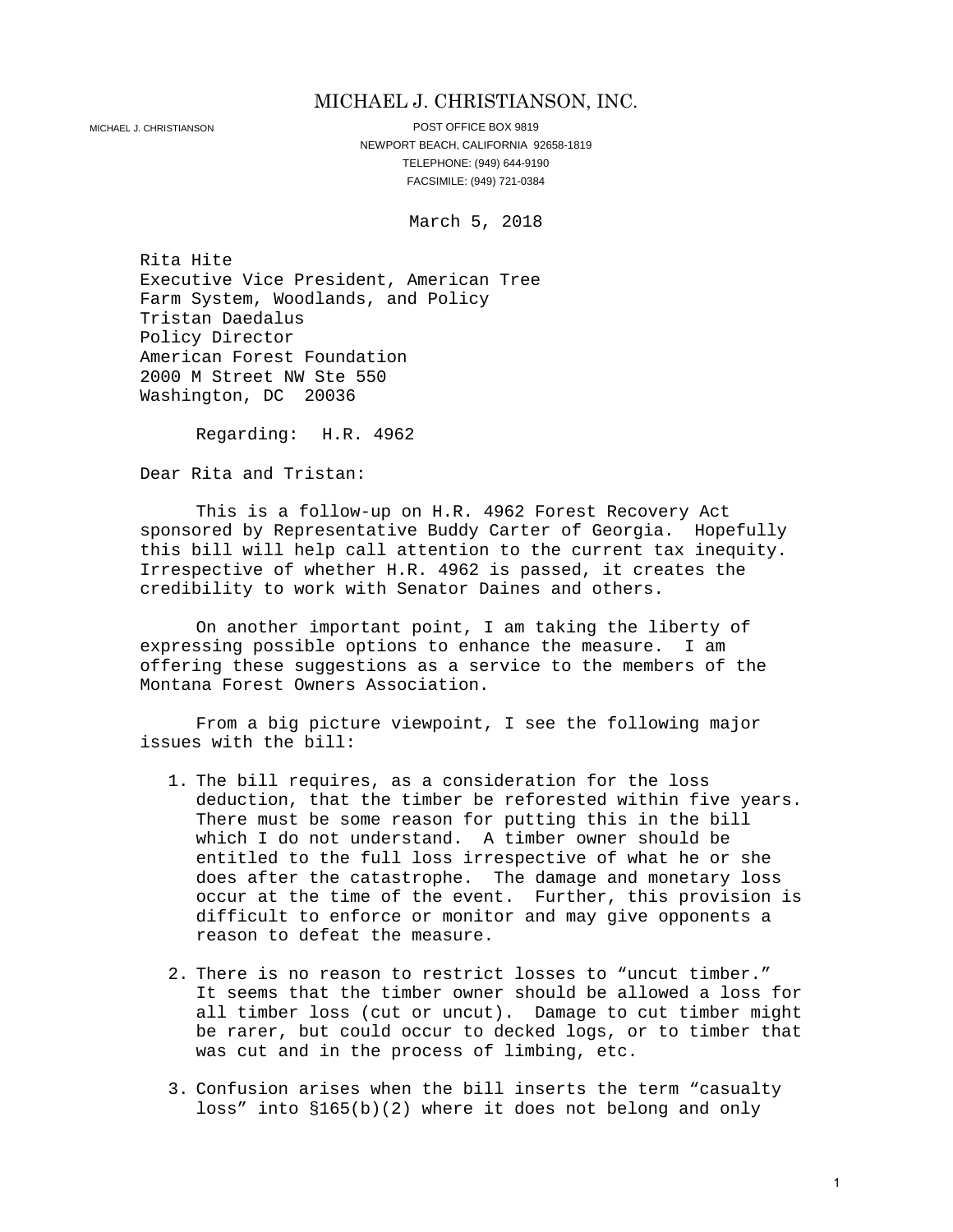# MICHAEL J. CHRISTIANSON, INC.

MICHAEL J. CHRISTIANSON

POST OFFICE BOX 9819
NEWPORT BEACH, CALIFORNIA 92658-1819
TELEPHONE: (949) 644-9190
FACSIMILE: (949) 721-0384

March 5, 2018

Rita Hite
Executive Vice President, American Tree
Farm System, Woodlands, and Policy
Tristan Daedalus
Policy Director
American Forest Foundation
2000 M Street NW Ste 550
Washington, DC 20036

Regarding: H.R. 4962

Dear Rita and Tristan:

This is a follow-up on H.R. 4962 Forest Recovery Act sponsored by Representative Buddy Carter of Georgia. Hopefully this bill will help call attention to the current tax inequity. Irrespective of whether H.R. 4962 is passed, it creates the credibility to work with Senator Daines and others.

On another important point, I am taking the liberty of expressing possible options to enhance the measure. I am offering these suggestions as a service to the members of the Montana Forest Owners Association.

From a big picture viewpoint, I see the following major issues with the bill:

1. The bill requires, as a consideration for the loss deduction, that the timber be reforested within five years. There must be some reason for putting this in the bill which I do not understand. A timber owner should be entitled to the full loss irrespective of what he or she does after the catastrophe. The damage and monetary loss occur at the time of the event. Further, this provision is difficult to enforce or monitor and may give opponents a reason to defeat the measure.

2. There is no reason to restrict losses to "uncut timber." It seems that the timber owner should be allowed a loss for all timber loss (cut or uncut). Damage to cut timber might be rarer, but could occur to decked logs, or to timber that was cut and in the process of limbing, etc.

3. Confusion arises when the bill inserts the term "casualty loss" into §165(b)(2) where it does not belong and only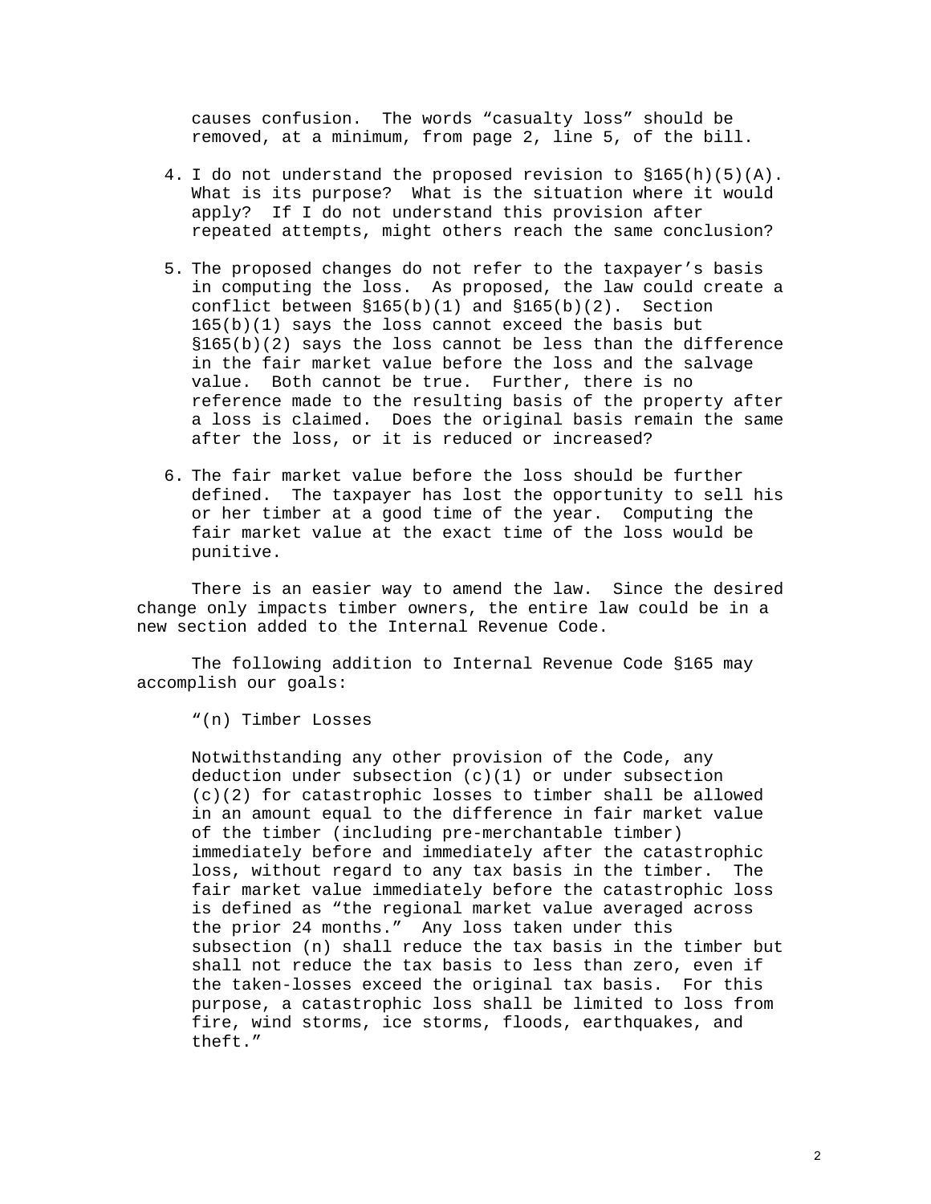causes confusion. The words "casualty loss" should be removed, at a minimum, from page 2, line 5, of the bill.

4. I do not understand the proposed revision to §165(h)(5)(A). What is its purpose? What is the situation where it would apply? If I do not understand this provision after repeated attempts, might others reach the same conclusion?

5. The proposed changes do not refer to the taxpayer's basis in computing the loss. As proposed, the law could create a conflict between §165(b)(1) and §165(b)(2). Section 165(b)(1) says the loss cannot exceed the basis but §165(b)(2) says the loss cannot be less than the difference in the fair market value before the loss and the salvage value. Both cannot be true. Further, there is no reference made to the resulting basis of the property after a loss is claimed. Does the original basis remain the same after the loss, or it is reduced or increased?

6. The fair market value before the loss should be further defined. The taxpayer has lost the opportunity to sell his or her timber at a good time of the year. Computing the fair market value at the exact time of the loss would be punitive.

There is an easier way to amend the law. Since the desired change only impacts timber owners, the entire law could be in a new section added to the Internal Revenue Code.

The following addition to Internal Revenue Code §165 may accomplish our goals:

> "(n) Timber Losses
>
> Notwithstanding any other provision of the Code, any deduction under subsection (c)(1) or under subsection (c)(2) for catastrophic losses to timber shall be allowed in an amount equal to the difference in fair market value of the timber (including pre-merchantable timber) immediately before and immediately after the catastrophic loss, without regard to any tax basis in the timber. The fair market value immediately before the catastrophic loss is defined as "the regional market value averaged across the prior 24 months." Any loss taken under this subsection (n) shall reduce the tax basis in the timber but shall not reduce the tax basis to less than zero, even if the taken-losses exceed the original tax basis. For this purpose, a catastrophic loss shall be limited to loss from fire, wind storms, ice storms, floods, earthquakes, and theft."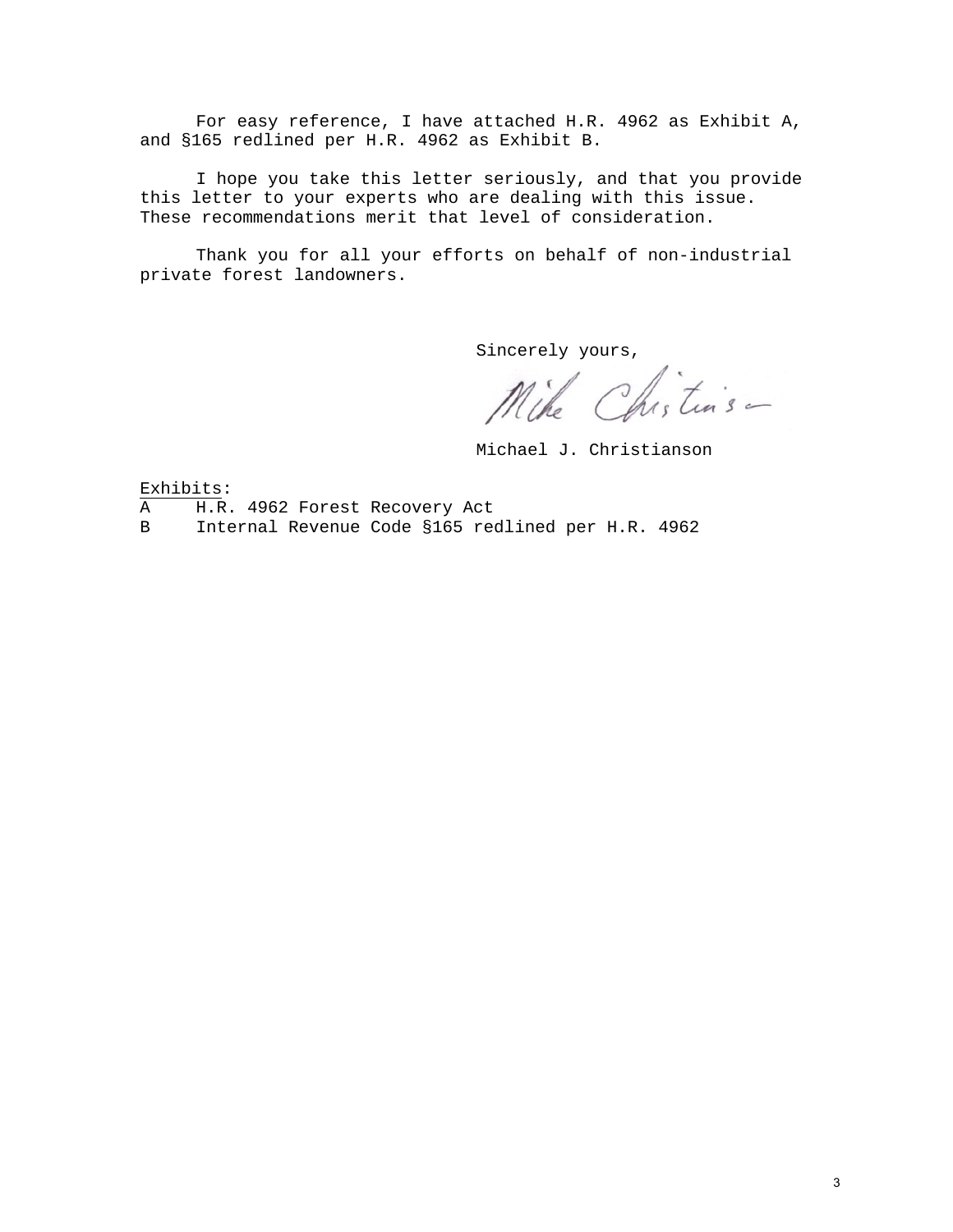For easy reference, I have attached H.R. 4962 as Exhibit A, and §165 redlined per H.R. 4962 as Exhibit B.

I hope you take this letter seriously, and that you provide this letter to your experts who are dealing with this issue. These recommendations merit that level of consideration.

Thank you for all your efforts on behalf of non-industrial private forest landowners.

Sincerely yours,

Mike Christianson

Michael J. Christianson

Exhibits:

A H.R. 4962 Forest Recovery Act

B Internal Revenue Code §165 redlined per H.R. 4962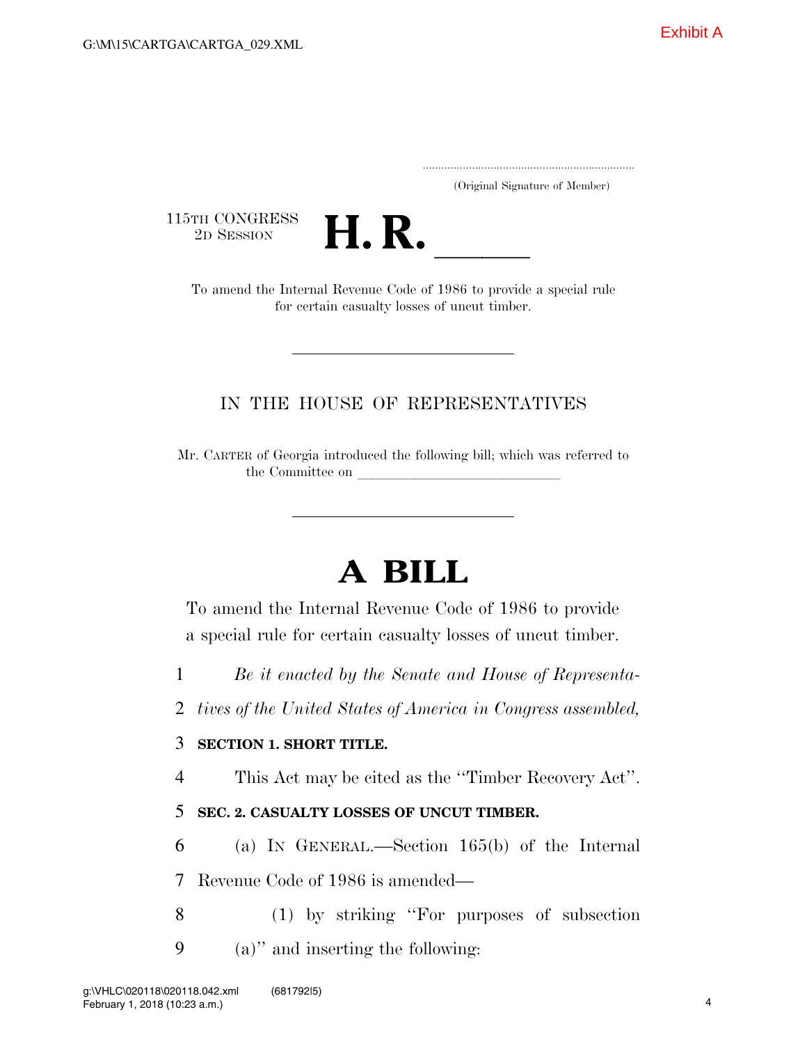Exhibit A

G:\M\15\CARTGA\CARTGA_029.XML

.....................................................................
(Original Signature of Member)

115TH CONGRESS
2D SESSION

# H. R. \_\_\_\_\_\_

To amend the Internal Revenue Code of 1986 to provide a special rule for certain casualty losses of uncut timber.

---

IN THE HOUSE OF REPRESENTATIVES

Mr. CARTER of Georgia introduced the following bill; which was referred to the Committee on \_\_\_\_\_\_\_\_\_\_\_\_\_\_\_\_\_\_\_\_\_\_\_\_\_\_\_\_

---

# A BILL

To amend the Internal Revenue Code of 1986 to provide a special rule for certain casualty losses of uncut timber.

1 *Be it enacted by the Senate and House of Representa-*
2 *tives of the United States of America in Congress assembled,*

3 **SECTION 1. SHORT TITLE.**

4 This Act may be cited as the ''Timber Recovery Act''.

5 **SEC. 2. CASUALTY LOSSES OF UNCUT TIMBER.**

6 (a) IN GENERAL.—Section 165(b) of the Internal
7 Revenue Code of 1986 is amended—

8 (1) by striking ''For purposes of subsection
9 (a)'' and inserting the following:

g:\VHLC\020118\020118.042.xml (681792|5)
February 1, 2018 (10:23 a.m.)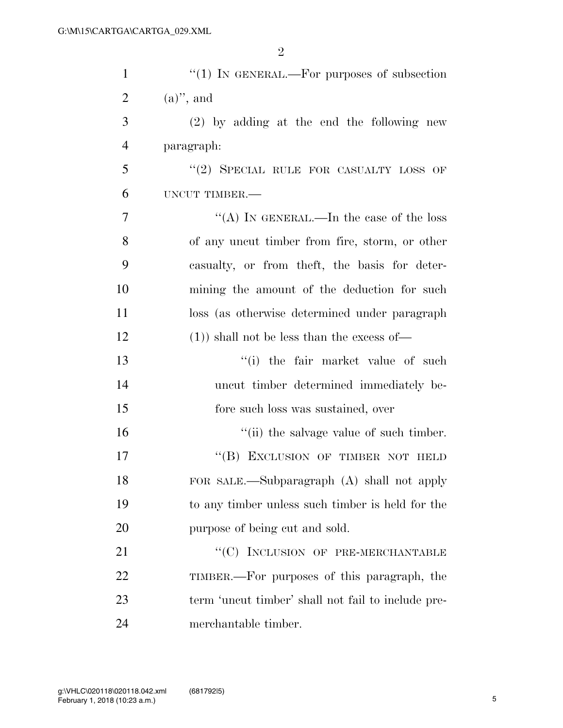''(1) IN GENERAL.—For purposes of subsection (a)'', and

(2) by adding at the end the following new paragraph:

''(2) SPECIAL RULE FOR CASUALTY LOSS OF UNCUT TIMBER.—

''(A) IN GENERAL.—In the case of the loss of any uncut timber from fire, storm, or other casualty, or from theft, the basis for determining the amount of the deduction for such loss (as otherwise determined under paragraph (1)) shall not be less than the excess of—

''(i) the fair market value of such uncut timber determined immediately before such loss was sustained, over

''(ii) the salvage value of such timber.

''(B) EXCLUSION OF TIMBER NOT HELD FOR SALE.—Subparagraph (A) shall not apply to any timber unless such timber is held for the purpose of being cut and sold.

''(C) INCLUSION OF PRE-MERCHANTABLE TIMBER.—For purposes of this paragraph, the term 'uncut timber' shall not fail to include pre-merchantable timber.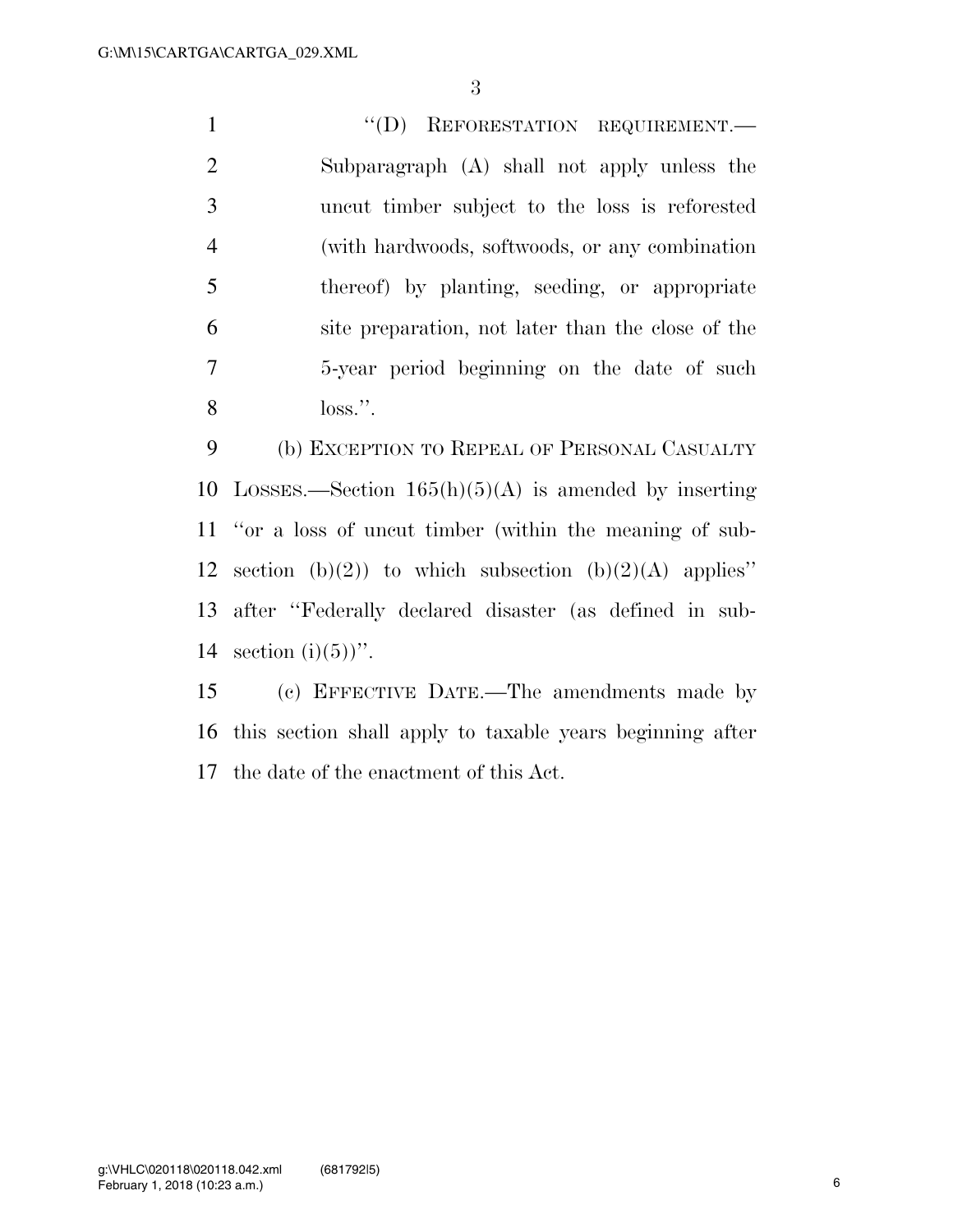"(D) REFORESTATION REQUIREMENT.—Subparagraph (A) shall not apply unless the uncut timber subject to the loss is reforested (with hardwoods, softwoods, or any combination thereof) by planting, seeding, or appropriate site preparation, not later than the close of the 5-year period beginning on the date of such loss.".

(b) EXCEPTION TO REPEAL OF PERSONAL CASUALTY LOSSES.—Section 165(h)(5)(A) is amended by inserting "or a loss of uncut timber (within the meaning of subsection (b)(2)) to which subsection (b)(2)(A) applies" after "Federally declared disaster (as defined in subsection (i)(5))".

(c) EFFECTIVE DATE.—The amendments made by this section shall apply to taxable years beginning after the date of the enactment of this Act.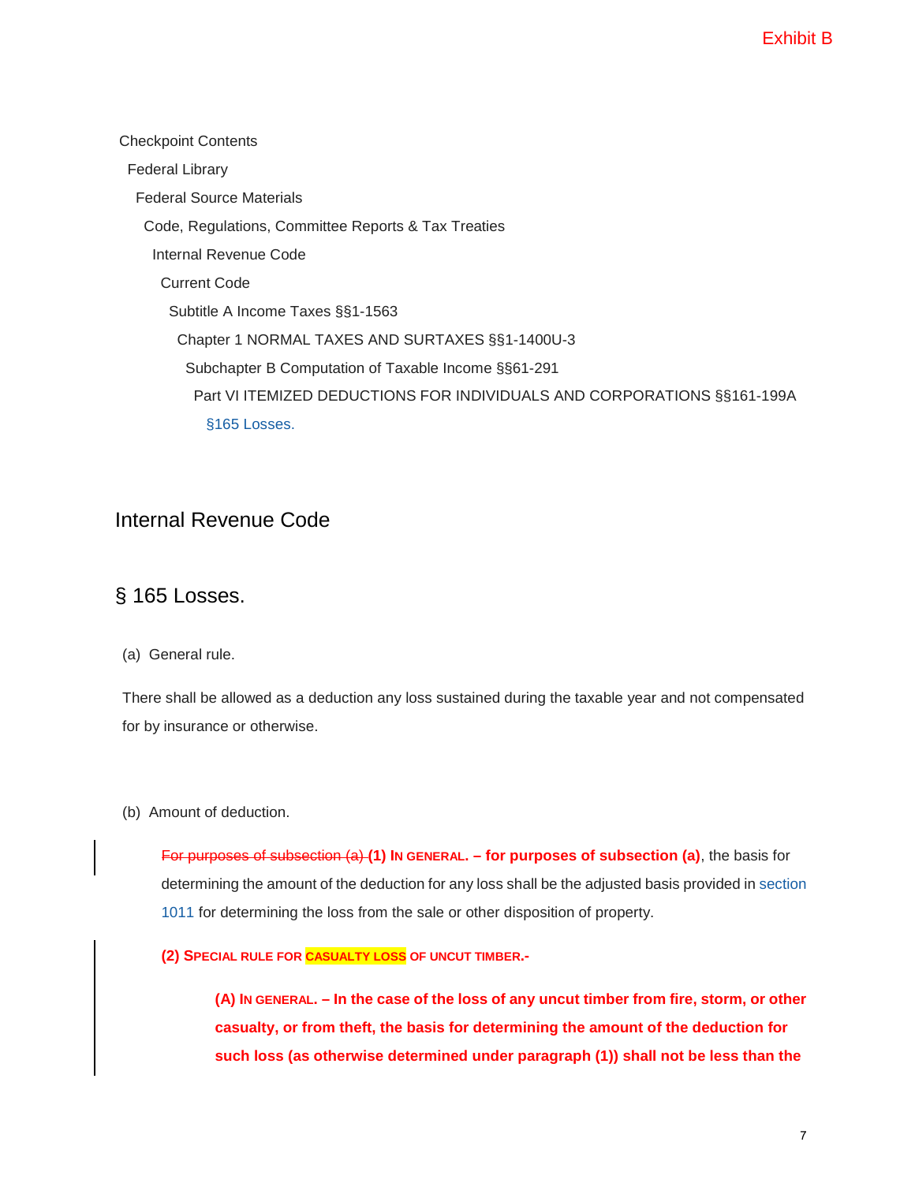Exhibit B

Checkpoint Contents

Federal Library

Federal Source Materials

Code, Regulations, Committee Reports & Tax Treaties

Internal Revenue Code

Current Code

Subtitle A Income Taxes §§1-1563

Chapter 1 NORMAL TAXES AND SURTAXES §§1-1400U-3

Subchapter B Computation of Taxable Income §§61-291

Part VI ITEMIZED DEDUCTIONS FOR INDIVIDUALS AND CORPORATIONS §§161-199A

§165 Losses.

## Internal Revenue Code

## § 165 Losses.

(a) General rule.

There shall be allowed as a deduction any loss sustained during the taxable year and not compensated for by insurance or otherwise.

(b) Amount of deduction.

~~For purposes of subsection (a)~~ **(1) IN GENERAL. – for purposes of subsection (a)**, the basis for determining the amount of the deduction for any loss shall be the adjusted basis provided in section 1011 for determining the loss from the sale or other disposition of property.

**(2) SPECIAL RULE FOR CASUALTY LOSS OF UNCUT TIMBER.-**

**(A) IN GENERAL. – In the case of the loss of any uncut timber from fire, storm, or other casualty, or from theft, the basis for determining the amount of the deduction for such loss (as otherwise determined under paragraph (1)) shall not be less than the**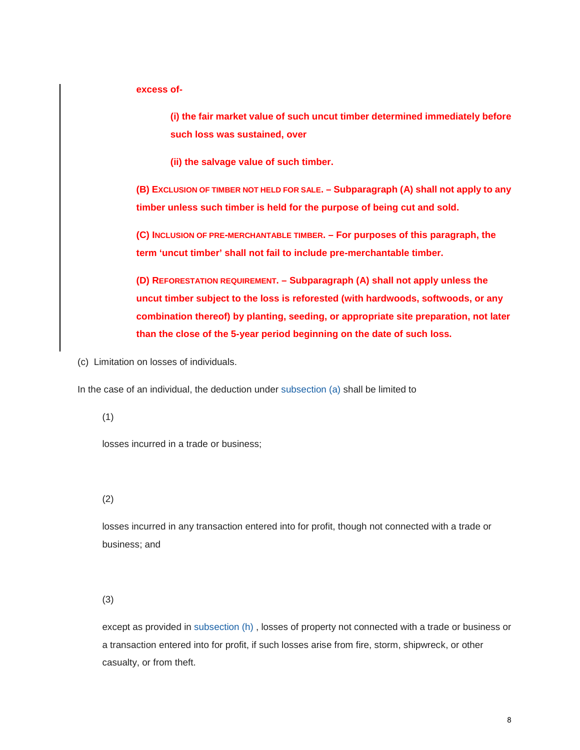**excess of-**

> **(i) the fair market value of such uncut timber determined immediately before such loss was sustained, over**
>
> **(ii) the salvage value of such timber.**

**(B) EXCLUSION OF TIMBER NOT HELD FOR SALE. – Subparagraph (A) shall not apply to any timber unless such timber is held for the purpose of being cut and sold.**

**(C) INCLUSION OF PRE-MERCHANTABLE TIMBER. – For purposes of this paragraph, the term 'uncut timber' shall not fail to include pre-merchantable timber.**

**(D) REFORESTATION REQUIREMENT. – Subparagraph (A) shall not apply unless the uncut timber subject to the loss is reforested (with hardwoods, softwoods, or any combination thereof) by planting, seeding, or appropriate site preparation, not later than the close of the 5-year period beginning on the date of such loss.**

(c) Limitation on losses of individuals.

In the case of an individual, the deduction under subsection (a) shall be limited to

(1)

losses incurred in a trade or business;

(2)

losses incurred in any transaction entered into for profit, though not connected with a trade or business; and

(3)

except as provided in subsection (h) , losses of property not connected with a trade or business or a transaction entered into for profit, if such losses arise from fire, storm, shipwreck, or other casualty, or from theft.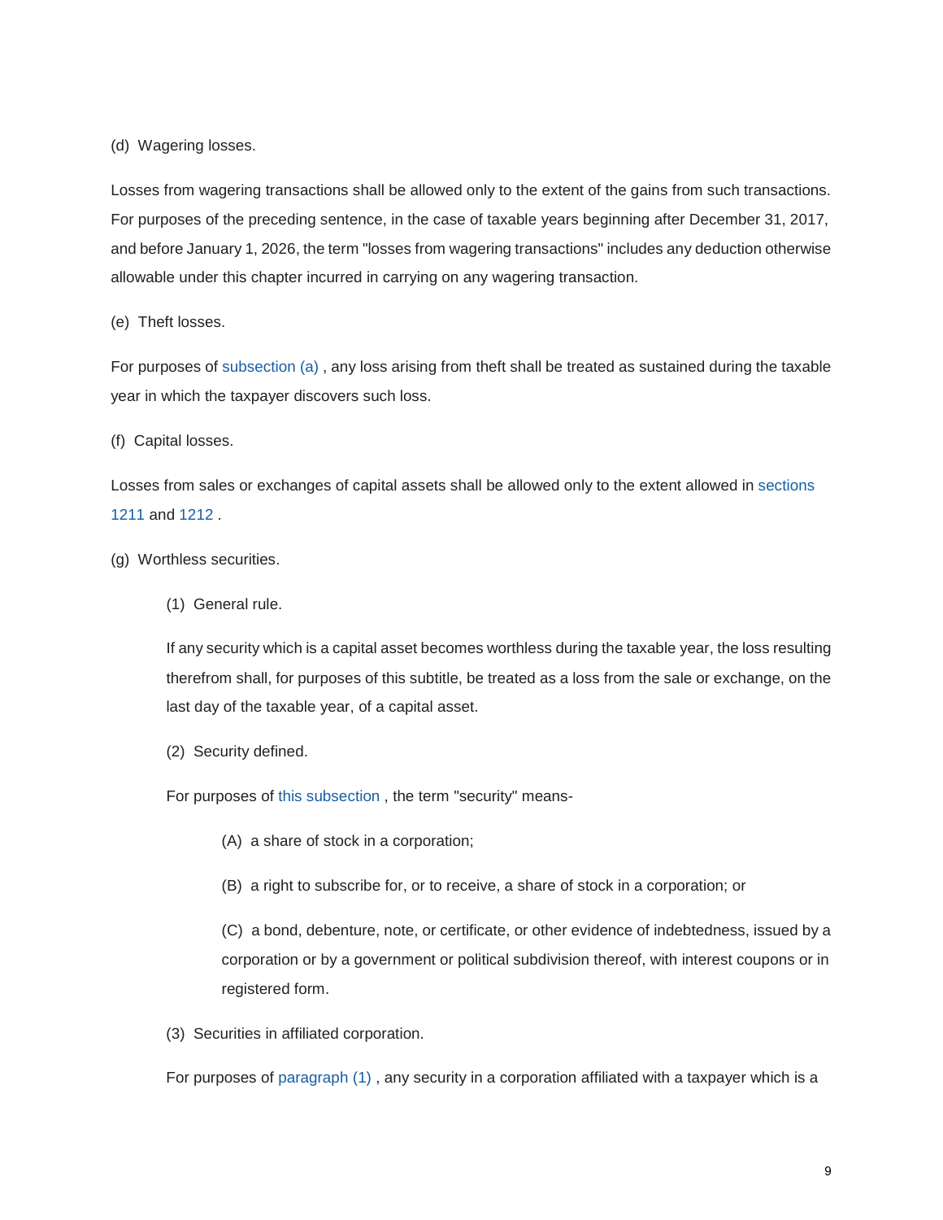(d) Wagering losses.

Losses from wagering transactions shall be allowed only to the extent of the gains from such transactions. For purposes of the preceding sentence, in the case of taxable years beginning after December 31, 2017, and before January 1, 2026, the term "losses from wagering transactions" includes any deduction otherwise allowable under this chapter incurred in carrying on any wagering transaction.

(e) Theft losses.

For purposes of subsection (a) , any loss arising from theft shall be treated as sustained during the taxable year in which the taxpayer discovers such loss.

(f) Capital losses.

Losses from sales or exchanges of capital assets shall be allowed only to the extent allowed in sections 1211 and 1212 .

(g) Worthless securities.

> (1) General rule.
>
> If any security which is a capital asset becomes worthless during the taxable year, the loss resulting therefrom shall, for purposes of this subtitle, be treated as a loss from the sale or exchange, on the last day of the taxable year, of a capital asset.
>
> (2) Security defined.
>
> For purposes of this subsection , the term "security" means-
>
> > (A) a share of stock in a corporation;
> >
> > (B) a right to subscribe for, or to receive, a share of stock in a corporation; or
> >
> > (C) a bond, debenture, note, or certificate, or other evidence of indebtedness, issued by a corporation or by a government or political subdivision thereof, with interest coupons or in registered form.
>
> (3) Securities in affiliated corporation.
>
> For purposes of paragraph (1) , any security in a corporation affiliated with a taxpayer which is a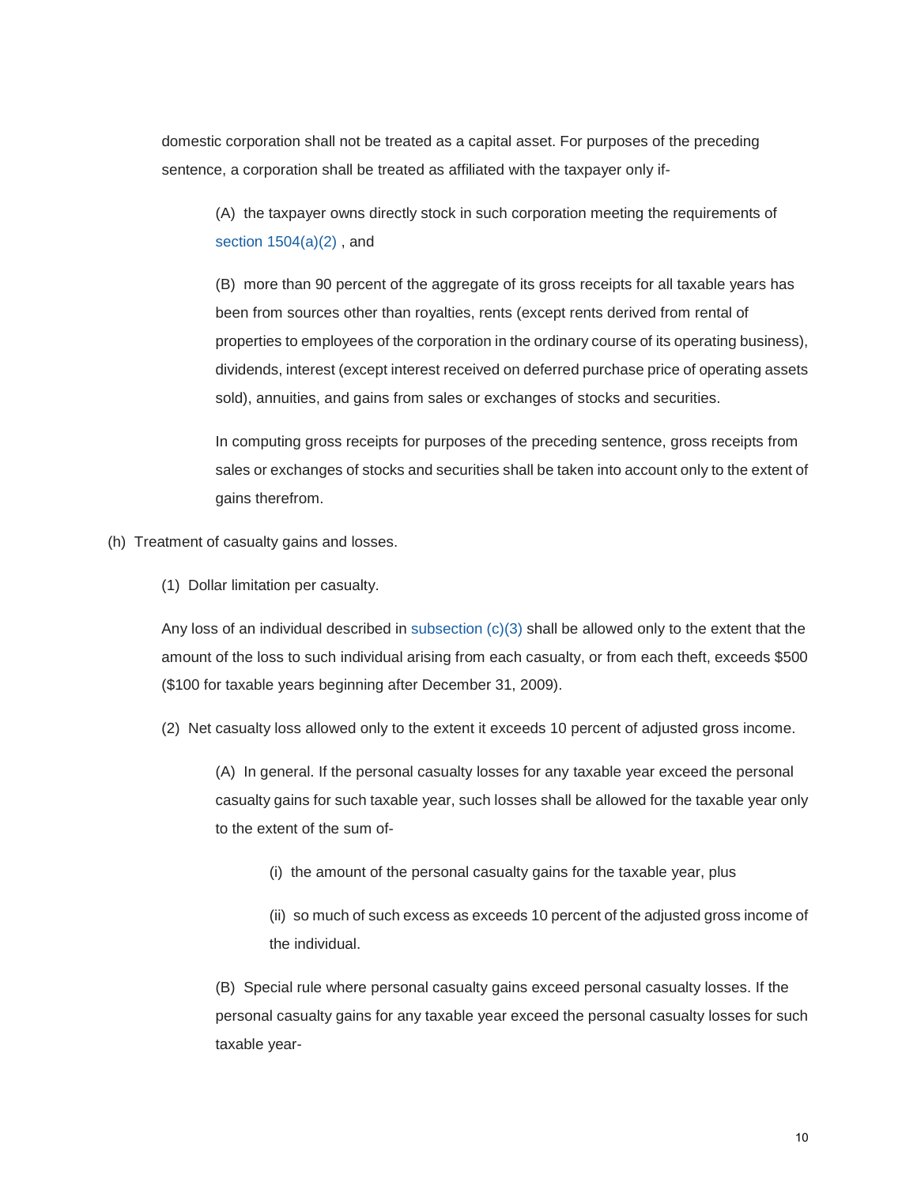domestic corporation shall not be treated as a capital asset. For purposes of the preceding sentence, a corporation shall be treated as affiliated with the taxpayer only if-

(A) the taxpayer owns directly stock in such corporation meeting the requirements of section 1504(a)(2) , and

(B) more than 90 percent of the aggregate of its gross receipts for all taxable years has been from sources other than royalties, rents (except rents derived from rental of properties to employees of the corporation in the ordinary course of its operating business), dividends, interest (except interest received on deferred purchase price of operating assets sold), annuities, and gains from sales or exchanges of stocks and securities.

In computing gross receipts for purposes of the preceding sentence, gross receipts from sales or exchanges of stocks and securities shall be taken into account only to the extent of gains therefrom.

(h) Treatment of casualty gains and losses.

(1) Dollar limitation per casualty.

Any loss of an individual described in subsection (c)(3) shall be allowed only to the extent that the amount of the loss to such individual arising from each casualty, or from each theft, exceeds $500 ($100 for taxable years beginning after December 31, 2009).

(2) Net casualty loss allowed only to the extent it exceeds 10 percent of adjusted gross income.

(A) In general. If the personal casualty losses for any taxable year exceed the personal casualty gains for such taxable year, such losses shall be allowed for the taxable year only to the extent of the sum of-

(i) the amount of the personal casualty gains for the taxable year, plus

(ii) so much of such excess as exceeds 10 percent of the adjusted gross income of the individual.

(B) Special rule where personal casualty gains exceed personal casualty losses. If the personal casualty gains for any taxable year exceed the personal casualty losses for such taxable year-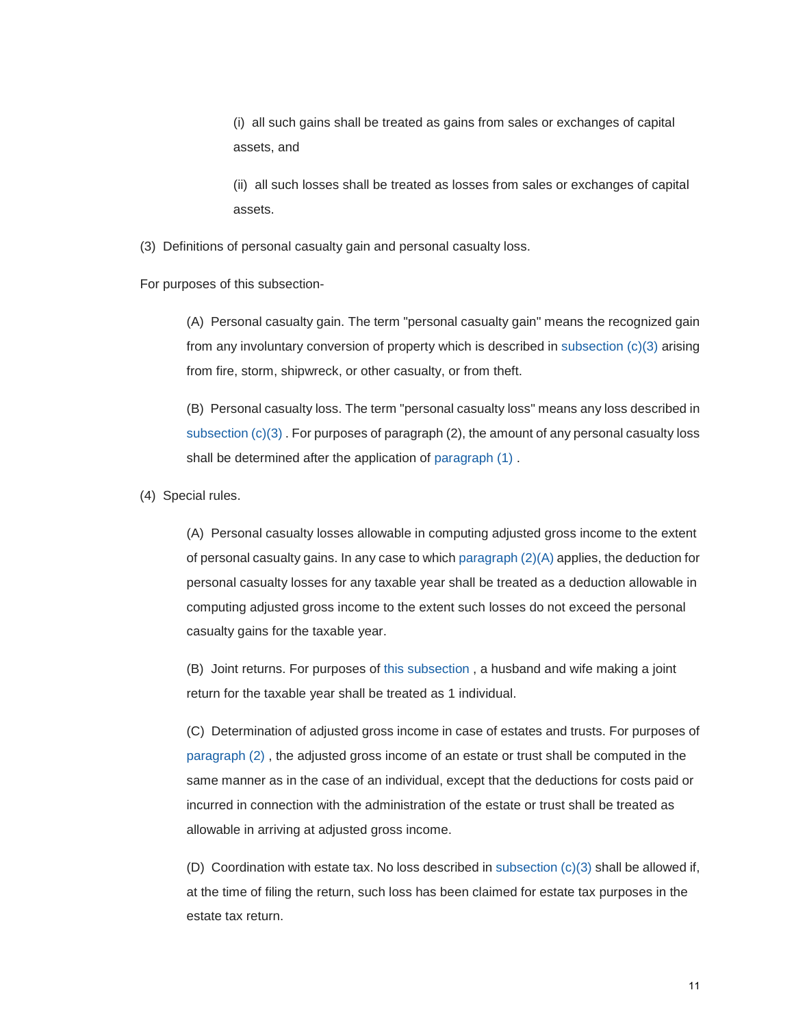(i) all such gains shall be treated as gains from sales or exchanges of capital assets, and

(ii) all such losses shall be treated as losses from sales or exchanges of capital assets.

(3) Definitions of personal casualty gain and personal casualty loss.

For purposes of this subsection-

(A) Personal casualty gain. The term "personal casualty gain" means the recognized gain from any involuntary conversion of property which is described in subsection (c)(3) arising from fire, storm, shipwreck, or other casualty, or from theft.

(B) Personal casualty loss. The term "personal casualty loss" means any loss described in subsection (c)(3) . For purposes of paragraph (2), the amount of any personal casualty loss shall be determined after the application of paragraph (1) .

(4) Special rules.

(A) Personal casualty losses allowable in computing adjusted gross income to the extent of personal casualty gains. In any case to which paragraph (2)(A) applies, the deduction for personal casualty losses for any taxable year shall be treated as a deduction allowable in computing adjusted gross income to the extent such losses do not exceed the personal casualty gains for the taxable year.

(B) Joint returns. For purposes of this subsection , a husband and wife making a joint return for the taxable year shall be treated as 1 individual.

(C) Determination of adjusted gross income in case of estates and trusts. For purposes of paragraph (2) , the adjusted gross income of an estate or trust shall be computed in the same manner as in the case of an individual, except that the deductions for costs paid or incurred in connection with the administration of the estate or trust shall be treated as allowable in arriving at adjusted gross income.

(D) Coordination with estate tax. No loss described in subsection (c)(3) shall be allowed if, at the time of filing the return, such loss has been claimed for estate tax purposes in the estate tax return.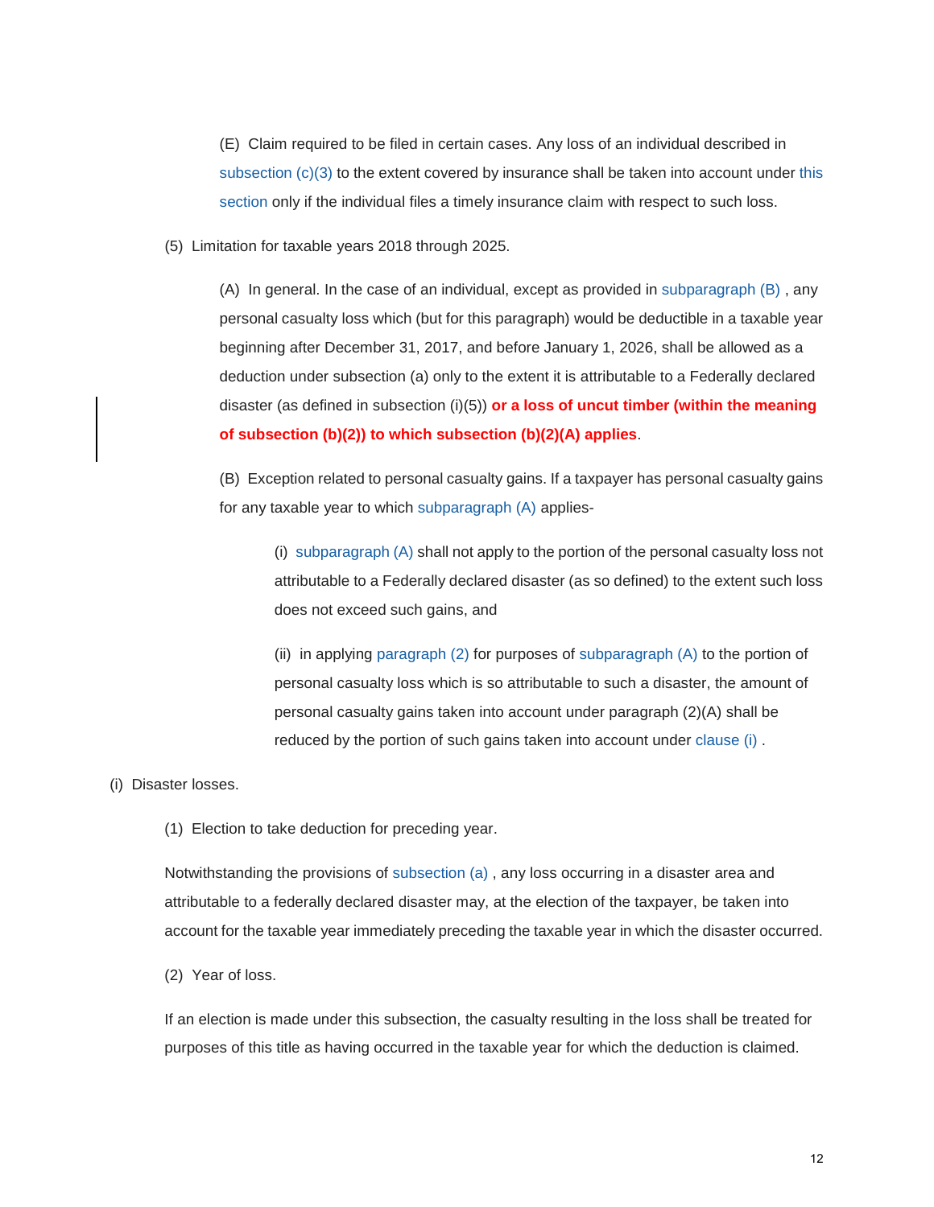(E) Claim required to be filed in certain cases. Any loss of an individual described in subsection (c)(3) to the extent covered by insurance shall be taken into account under this section only if the individual files a timely insurance claim with respect to such loss.

(5) Limitation for taxable years 2018 through 2025.

(A) In general. In the case of an individual, except as provided in subparagraph (B) , any personal casualty loss which (but for this paragraph) would be deductible in a taxable year beginning after December 31, 2017, and before January 1, 2026, shall be allowed as a deduction under subsection (a) only to the extent it is attributable to a Federally declared disaster (as defined in subsection (i)(5)) **or a loss of uncut timber (within the meaning of subsection (b)(2)) to which subsection (b)(2)(A) applies**.

(B) Exception related to personal casualty gains. If a taxpayer has personal casualty gains for any taxable year to which subparagraph (A) applies-

(i) subparagraph (A) shall not apply to the portion of the personal casualty loss not attributable to a Federally declared disaster (as so defined) to the extent such loss does not exceed such gains, and

(ii) in applying paragraph (2) for purposes of subparagraph (A) to the portion of personal casualty loss which is so attributable to such a disaster, the amount of personal casualty gains taken into account under paragraph (2)(A) shall be reduced by the portion of such gains taken into account under clause (i) .

(i) Disaster losses.

(1) Election to take deduction for preceding year.

Notwithstanding the provisions of subsection (a) , any loss occurring in a disaster area and attributable to a federally declared disaster may, at the election of the taxpayer, be taken into account for the taxable year immediately preceding the taxable year in which the disaster occurred.

(2) Year of loss.

If an election is made under this subsection, the casualty resulting in the loss shall be treated for purposes of this title as having occurred in the taxable year for which the deduction is claimed.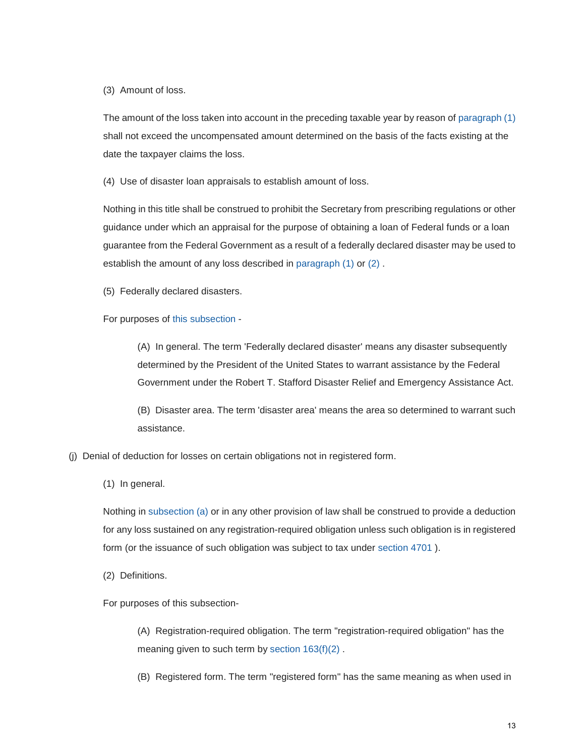(3) Amount of loss.

The amount of the loss taken into account in the preceding taxable year by reason of paragraph (1) shall not exceed the uncompensated amount determined on the basis of the facts existing at the date the taxpayer claims the loss.

(4) Use of disaster loan appraisals to establish amount of loss.

Nothing in this title shall be construed to prohibit the Secretary from prescribing regulations or other guidance under which an appraisal for the purpose of obtaining a loan of Federal funds or a loan guarantee from the Federal Government as a result of a federally declared disaster may be used to establish the amount of any loss described in paragraph (1) or (2) .

(5) Federally declared disasters.

For purposes of this subsection -

> (A) In general. The term 'Federally declared disaster' means any disaster subsequently determined by the President of the United States to warrant assistance by the Federal Government under the Robert T. Stafford Disaster Relief and Emergency Assistance Act.
>
> (B) Disaster area. The term 'disaster area' means the area so determined to warrant such assistance.

(j) Denial of deduction for losses on certain obligations not in registered form.

(1) In general.

Nothing in subsection (a) or in any other provision of law shall be construed to provide a deduction for any loss sustained on any registration-required obligation unless such obligation is in registered form (or the issuance of such obligation was subject to tax under section 4701 ).

(2) Definitions.

For purposes of this subsection-

> (A) Registration-required obligation. The term "registration-required obligation" has the meaning given to such term by section 163(f)(2) .
>
> (B) Registered form. The term "registered form" has the same meaning as when used in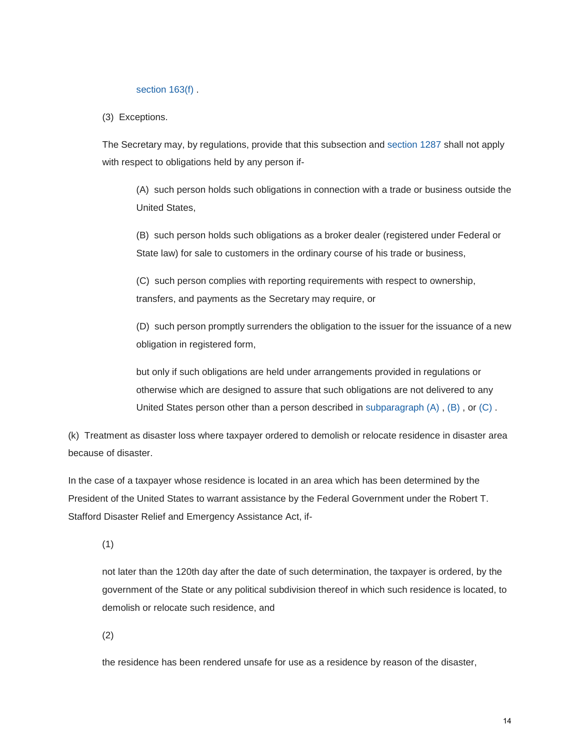section 163(f) .

(3) Exceptions.

The Secretary may, by regulations, provide that this subsection and section 1287 shall not apply with respect to obligations held by any person if-

(A) such person holds such obligations in connection with a trade or business outside the United States,

(B) such person holds such obligations as a broker dealer (registered under Federal or State law) for sale to customers in the ordinary course of his trade or business,

(C) such person complies with reporting requirements with respect to ownership, transfers, and payments as the Secretary may require, or

(D) such person promptly surrenders the obligation to the issuer for the issuance of a new obligation in registered form,

but only if such obligations are held under arrangements provided in regulations or otherwise which are designed to assure that such obligations are not delivered to any United States person other than a person described in subparagraph (A) , (B) , or (C) .

(k) Treatment as disaster loss where taxpayer ordered to demolish or relocate residence in disaster area because of disaster.

In the case of a taxpayer whose residence is located in an area which has been determined by the President of the United States to warrant assistance by the Federal Government under the Robert T. Stafford Disaster Relief and Emergency Assistance Act, if-

(1)

not later than the 120th day after the date of such determination, the taxpayer is ordered, by the government of the State or any political subdivision thereof in which such residence is located, to demolish or relocate such residence, and

(2)

the residence has been rendered unsafe for use as a residence by reason of the disaster,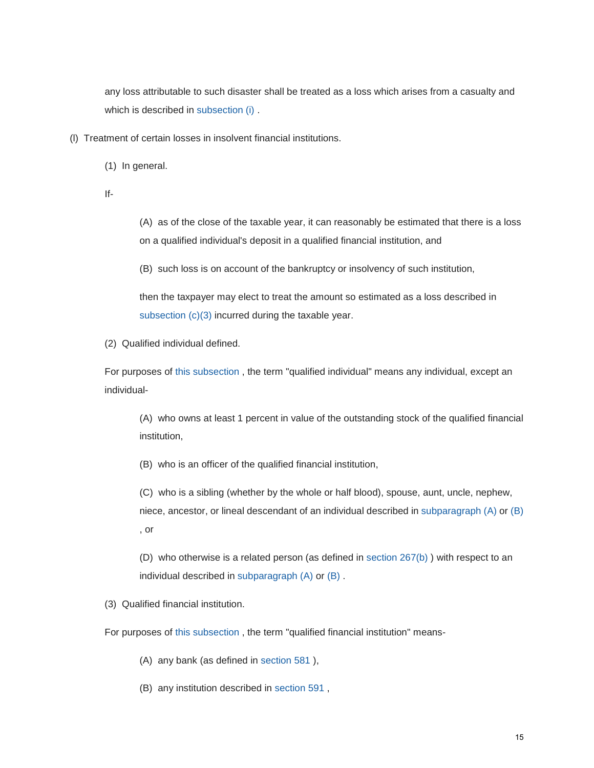any loss attributable to such disaster shall be treated as a loss which arises from a casualty and which is described in subsection (i) .

(l) Treatment of certain losses in insolvent financial institutions.

(1) In general.

If-

(A) as of the close of the taxable year, it can reasonably be estimated that there is a loss on a qualified individual's deposit in a qualified financial institution, and

(B) such loss is on account of the bankruptcy or insolvency of such institution,

then the taxpayer may elect to treat the amount so estimated as a loss described in subsection (c)(3) incurred during the taxable year.

(2) Qualified individual defined.

For purposes of this subsection , the term "qualified individual" means any individual, except an individual-

(A) who owns at least 1 percent in value of the outstanding stock of the qualified financial institution,

(B) who is an officer of the qualified financial institution,

(C) who is a sibling (whether by the whole or half blood), spouse, aunt, uncle, nephew, niece, ancestor, or lineal descendant of an individual described in subparagraph (A) or (B) , or

(D) who otherwise is a related person (as defined in section 267(b) ) with respect to an individual described in subparagraph (A) or (B) .

(3) Qualified financial institution.

For purposes of this subsection , the term "qualified financial institution" means-

(A) any bank (as defined in section 581 ),

(B) any institution described in section 591 ,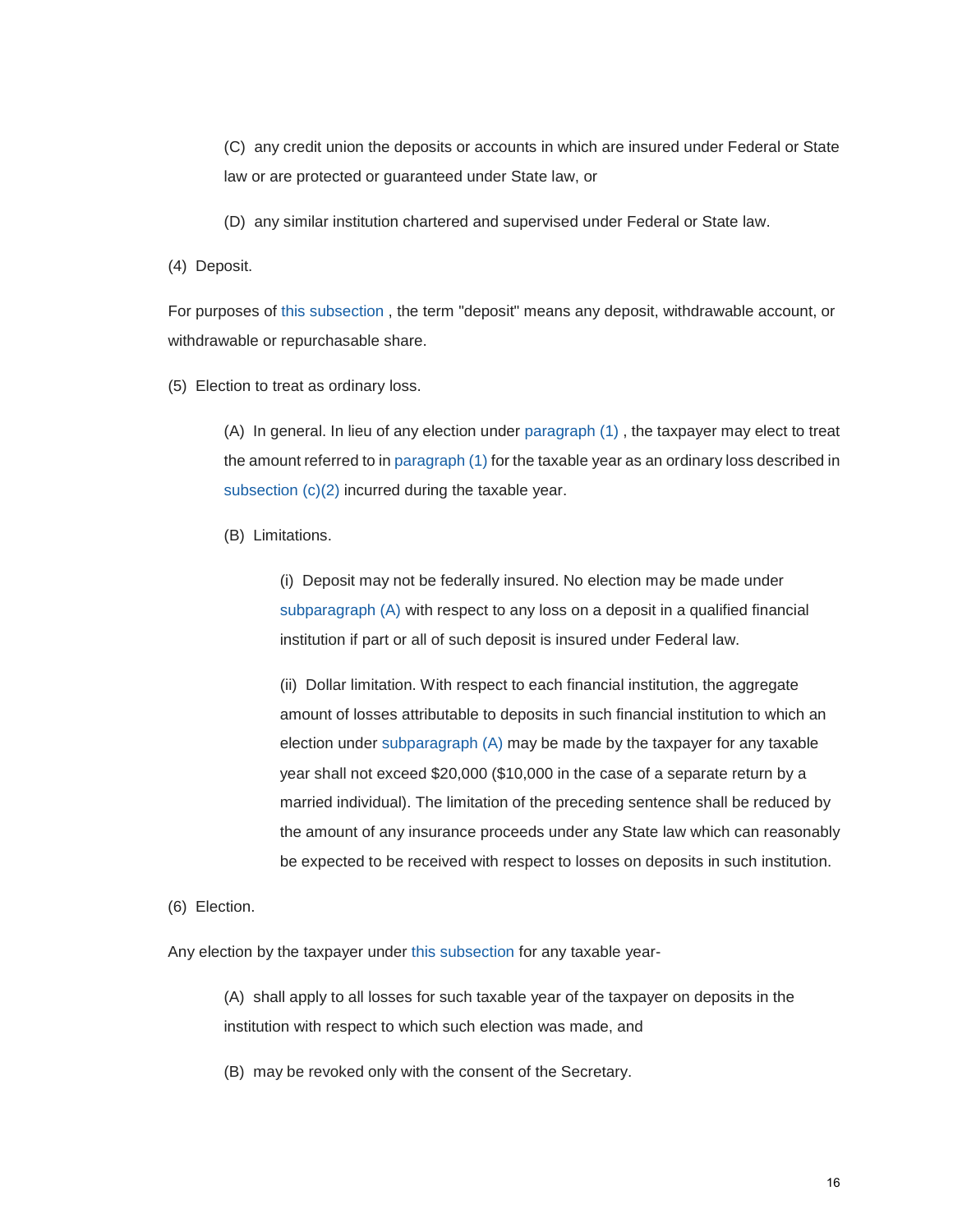(C) any credit union the deposits or accounts in which are insured under Federal or State law or are protected or guaranteed under State law, or

(D) any similar institution chartered and supervised under Federal or State law.

(4) Deposit.

For purposes of this subsection , the term "deposit" means any deposit, withdrawable account, or withdrawable or repurchasable share.

(5) Election to treat as ordinary loss.

(A) In general. In lieu of any election under paragraph (1) , the taxpayer may elect to treat the amount referred to in paragraph (1) for the taxable year as an ordinary loss described in subsection (c)(2) incurred during the taxable year.

(B) Limitations.

(i) Deposit may not be federally insured. No election may be made under subparagraph (A) with respect to any loss on a deposit in a qualified financial institution if part or all of such deposit is insured under Federal law.

(ii) Dollar limitation. With respect to each financial institution, the aggregate amount of losses attributable to deposits in such financial institution to which an election under subparagraph (A) may be made by the taxpayer for any taxable year shall not exceed $20,000 ($10,000 in the case of a separate return by a married individual). The limitation of the preceding sentence shall be reduced by the amount of any insurance proceeds under any State law which can reasonably be expected to be received with respect to losses on deposits in such institution.

(6) Election.

Any election by the taxpayer under this subsection for any taxable year-

(A) shall apply to all losses for such taxable year of the taxpayer on deposits in the institution with respect to which such election was made, and

(B) may be revoked only with the consent of the Secretary.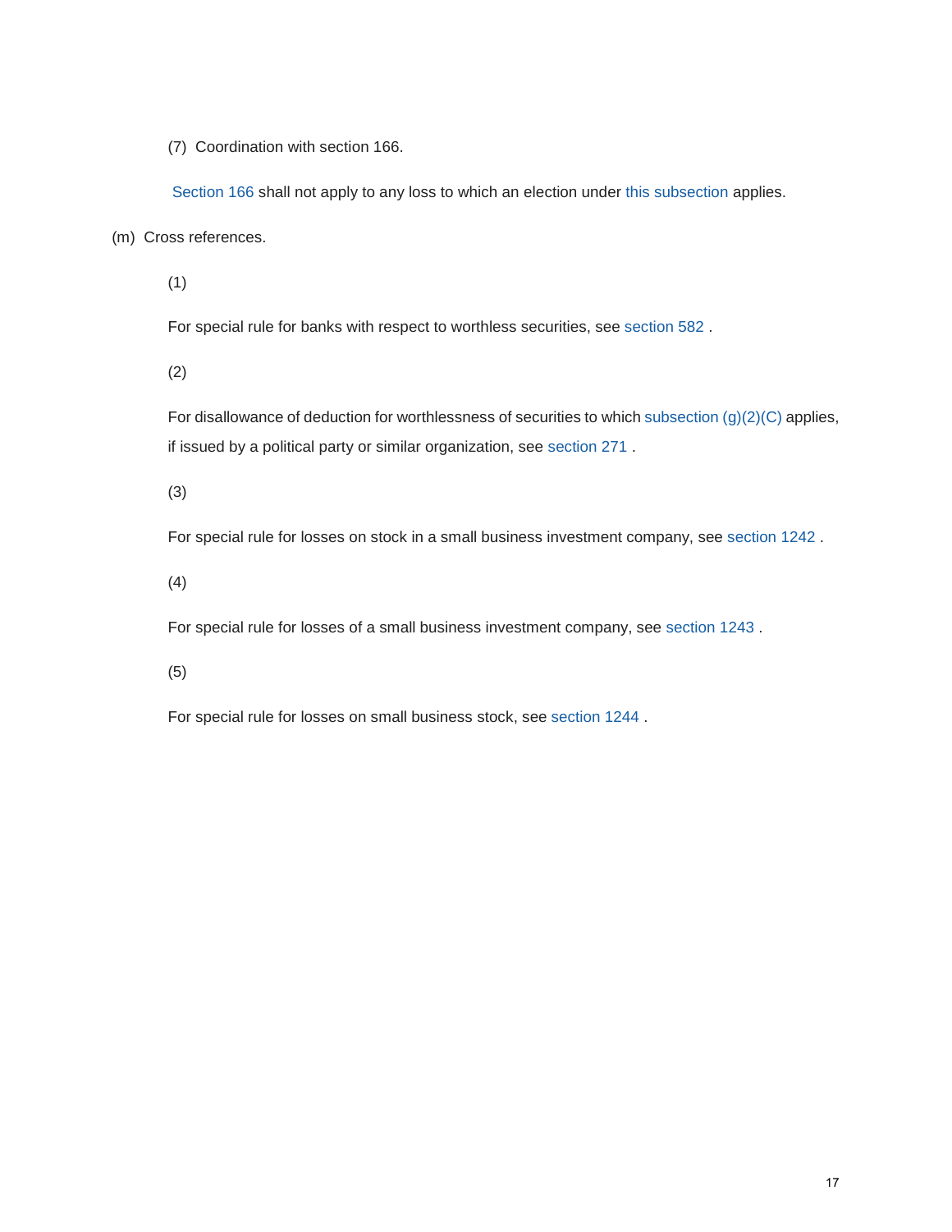(7) Coordination with section 166.

Section 166 shall not apply to any loss to which an election under this subsection applies.

(m) Cross references.

(1)

For special rule for banks with respect to worthless securities, see section 582 .

(2)

For disallowance of deduction for worthlessness of securities to which subsection (g)(2)(C) applies, if issued by a political party or similar organization, see section 271 .

(3)

For special rule for losses on stock in a small business investment company, see section 1242 .

(4)

For special rule for losses of a small business investment company, see section 1243 .

(5)

For special rule for losses on small business stock, see section 1244 .